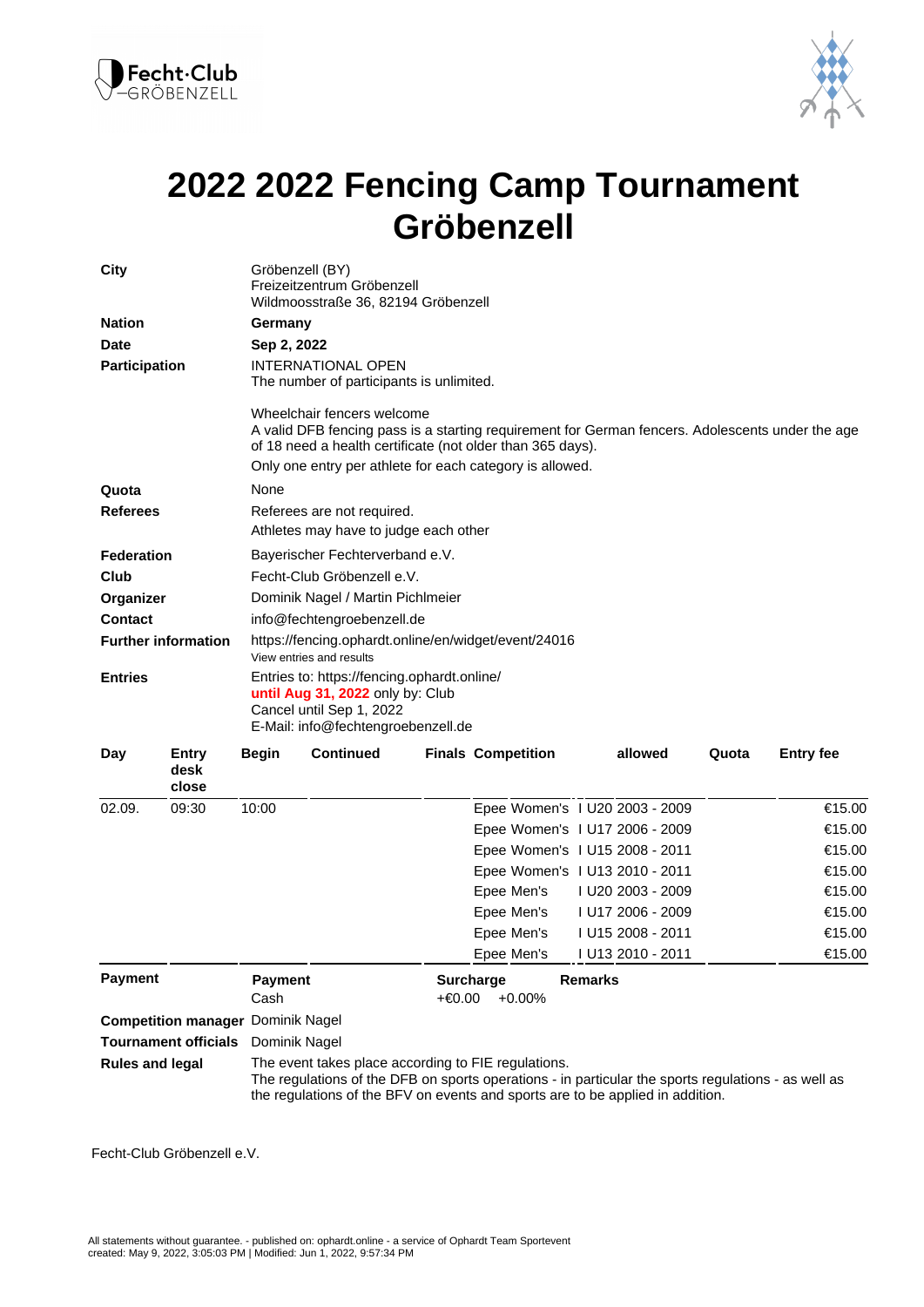# 2022 2022 Fencing Camp Tournament Gröbenzell

**City** Gröbenzell (BY)
Freizeitzentrum Gröbenzell
Wildmoosstraße 36, 82194 Gröbenzell

**Nation** **Germany**

**Date** **Sep 2, 2022**

**Participation** INTERNATIONAL OPEN
The number of participants is unlimited.

Wheelchair fencers welcome
A valid DFB fencing pass is a starting requirement for German fencers. Adolescents under the age of 18 need a health certificate (not older than 365 days).
Only one entry per athlete for each category is allowed.

**Quota** None

**Referees** Referees are not required.
Athletes may have to judge each other

**Federation** Bayerischer Fechterverband e.V.

**Club** Fecht-Club Gröbenzell e.V.

**Organizer** Dominik Nagel / Martin Pichlmeier

**Contact** info@fechtengroebenzell.de

**Further information** https://fencing.ophardt.online/en/widget/event/24016
View entries and results

**Entries** Entries to: https://fencing.ophardt.online/
**until Aug 31, 2022** only by: Club
Cancel until Sep 1, 2022
E-Mail: info@fechtengroebenzell.de

| Day | Entry desk close | Begin | Continued | Finals | Competition | | allowed | Quota | Entry fee |
|---|---|---|---|---|---|---|---|---|---|
| 02.09. | 09:30 | 10:00 | | | Epee Women's | I | U20 2003 - 2009 | | €15.00 |
| | | | | | Epee Women's | I | U17 2006 - 2009 | | €15.00 |
| | | | | | Epee Women's | I | U15 2008 - 2011 | | €15.00 |
| | | | | | Epee Women's | I | U13 2010 - 2011 | | €15.00 |
| | | | | | Epee Men's | I | U20 2003 - 2009 | | €15.00 |
| | | | | | Epee Men's | I | U17 2006 - 2009 | | €15.00 |
| | | | | | Epee Men's | I | U15 2008 - 2011 | | €15.00 |
| | | | | | Epee Men's | I | U13 2010 - 2011 | | €15.00 |

**Payment**

| Payment | Surcharge | | Remarks |
|---|---|---|---|
| Cash | +€0.00 | +0.00% | |

**Competition manager** Dominik Nagel

**Tournament officials** Dominik Nagel

**Rules and legal** The event takes place according to FIE regulations.
The regulations of the DFB on sports operations - in particular the sports regulations - as well as the regulations of the BFV on events and sports are to be applied in addition.

Fecht-Club Gröbenzell e.V.

All statements without guarantee. - published on: ophardt.online - a service of Ophardt Team Sportevent
created: May 9, 2022, 3:05:03 PM | Modified: Jun 1, 2022, 9:57:34 PM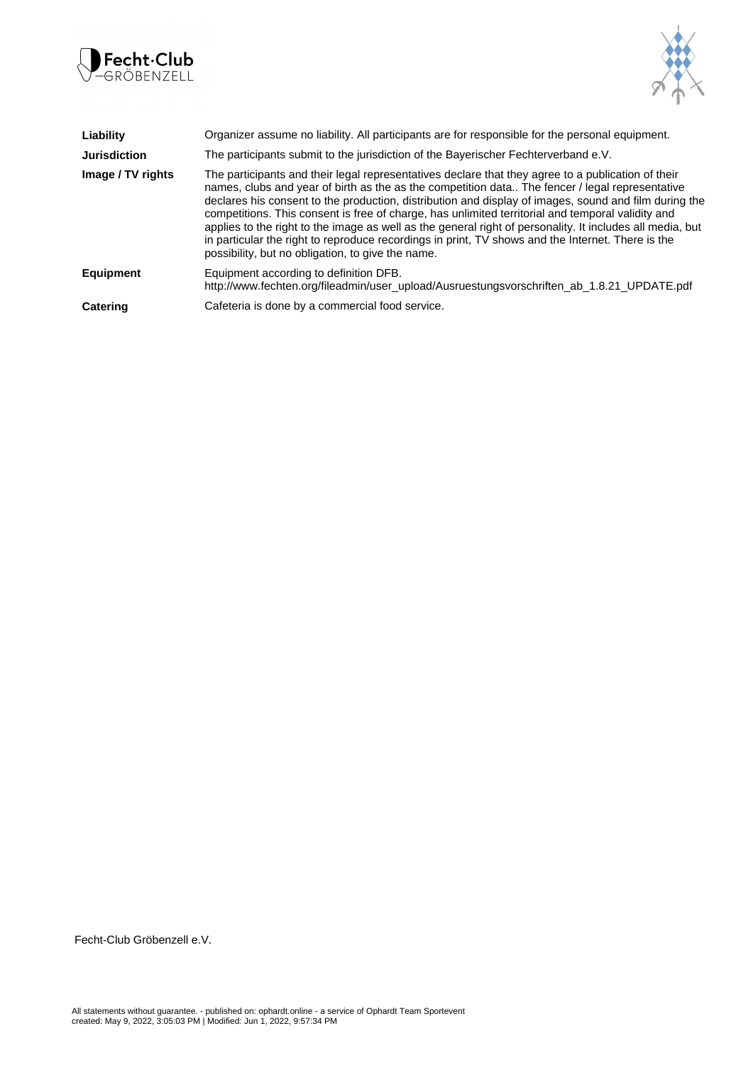| | |
|---|---|
| **Liability** | Organizer assume no liability. All participants are for responsible for the personal equipment. |
| **Jurisdiction** | The participants submit to the jurisdiction of the Bayerischer Fechterverband e.V. |
| **Image / TV rights** | The participants and their legal representatives declare that they agree to a publication of their names, clubs and year of birth as the as the competition data.. The fencer / legal representative declares his consent to the production, distribution and display of images, sound and film during the competitions. This consent is free of charge, has unlimited territorial and temporal validity and applies to the right to the image as well as the general right of personality. It includes all media, but in particular the right to reproduce recordings in print, TV shows and the Internet. There is the possibility, but no obligation, to give the name. |
| **Equipment** | Equipment according to definition DFB. http://www.fechten.org/fileadmin/user_upload/Ausruestungsvorschriften_ab_1.8.21_UPDATE.pdf |
| **Catering** | Cafeteria is done by a commercial food service. |

Fecht-Club Gröbenzell e.V.